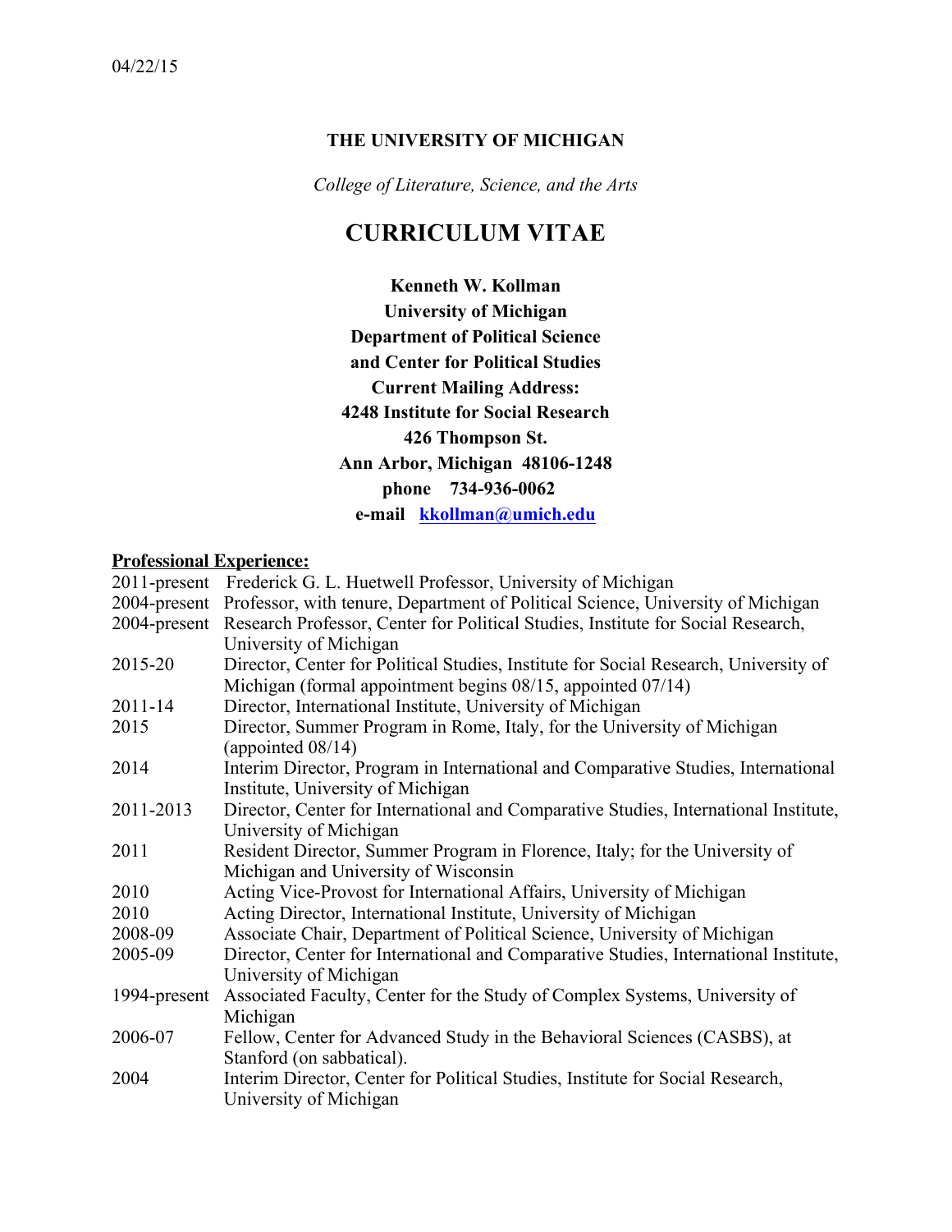04/22/15

**THE UNIVERSITY OF MICHIGAN**

*College of Literature, Science, and the Arts*

# CURRICULUM VITAE

**Kenneth W. Kollman**
**University of Michigan**
**Department of Political Science**
**and Center for Political Studies**
**Current Mailing Address:**
**4248 Institute for Social Research**
**426 Thompson St.**
**Ann Arbor, Michigan 48106-1248**
**phone 734-936-0062**
**e-mail kkollman@umich.edu**

## Professional Experience:

| | |
|---|---|
| 2011-present | Frederick G. L. Huetwell Professor, University of Michigan |
| 2004-present | Professor, with tenure, Department of Political Science, University of Michigan |
| 2004-present | Research Professor, Center for Political Studies, Institute for Social Research, University of Michigan |
| 2015-20 | Director, Center for Political Studies, Institute for Social Research, University of Michigan (formal appointment begins 08/15, appointed 07/14) |
| 2011-14 | Director, International Institute, University of Michigan |
| 2015 | Director, Summer Program in Rome, Italy, for the University of Michigan (appointed 08/14) |
| 2014 | Interim Director, Program in International and Comparative Studies, International Institute, University of Michigan |
| 2011-2013 | Director, Center for International and Comparative Studies, International Institute, University of Michigan |
| 2011 | Resident Director, Summer Program in Florence, Italy; for the University of Michigan and University of Wisconsin |
| 2010 | Acting Vice-Provost for International Affairs, University of Michigan |
| 2010 | Acting Director, International Institute, University of Michigan |
| 2008-09 | Associate Chair, Department of Political Science, University of Michigan |
| 2005-09 | Director, Center for International and Comparative Studies, International Institute, University of Michigan |
| 1994-present | Associated Faculty, Center for the Study of Complex Systems, University of Michigan |
| 2006-07 | Fellow, Center for Advanced Study in the Behavioral Sciences (CASBS), at Stanford (on sabbatical). |
| 2004 | Interim Director, Center for Political Studies, Institute for Social Research, University of Michigan |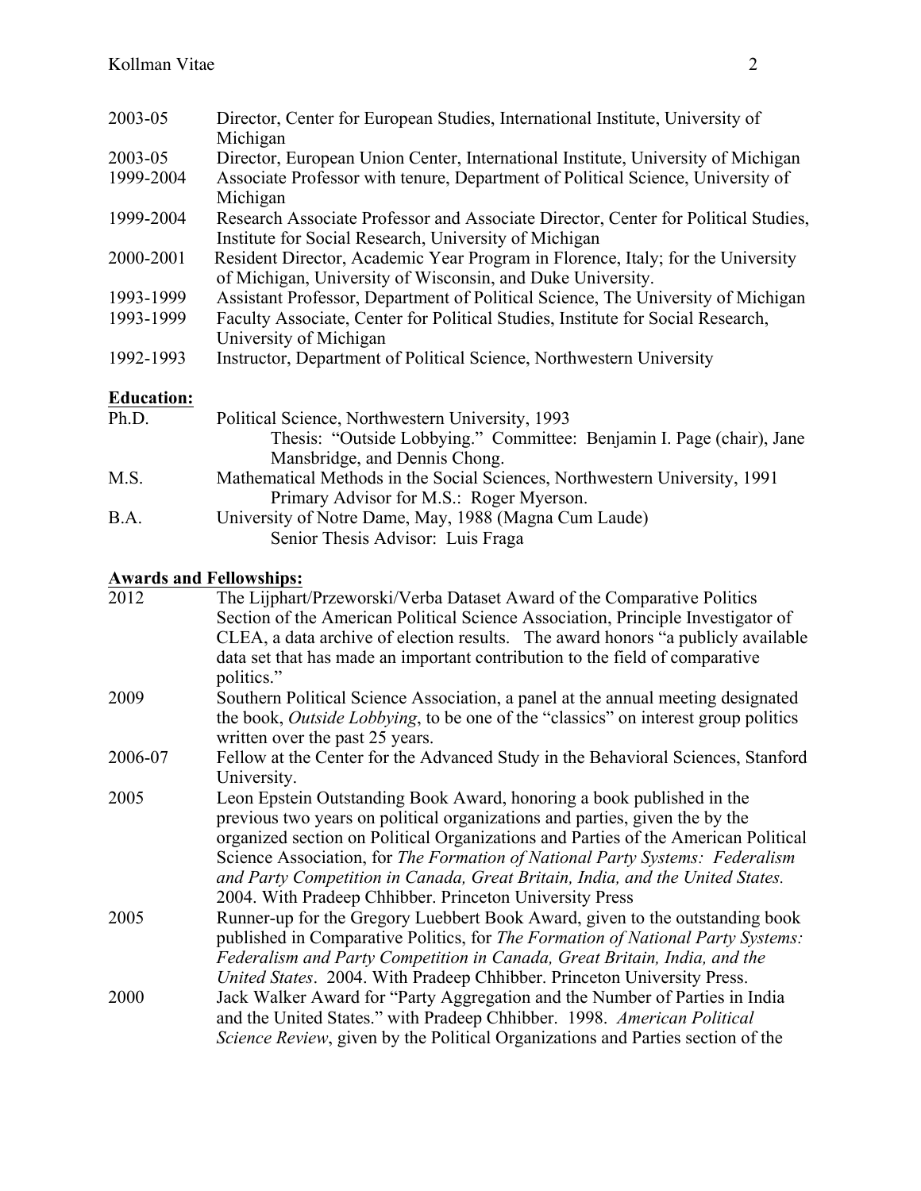2003-05 Director, Center for European Studies, International Institute, University of Michigan

2003-05 Director, European Union Center, International Institute, University of Michigan

1999-2004 Associate Professor with tenure, Department of Political Science, University of Michigan

1999-2004 Research Associate Professor and Associate Director, Center for Political Studies, Institute for Social Research, University of Michigan

2000-2001 Resident Director, Academic Year Program in Florence, Italy; for the University of Michigan, University of Wisconsin, and Duke University.

1993-1999 Assistant Professor, Department of Political Science, The University of Michigan

1993-1999 Faculty Associate, Center for Political Studies, Institute for Social Research, University of Michigan

1992-1993 Instructor, Department of Political Science, Northwestern University

**Education:**

Ph.D. Political Science, Northwestern University, 1993
Thesis: "Outside Lobbying." Committee: Benjamin I. Page (chair), Jane Mansbridge, and Dennis Chong.

M.S. Mathematical Methods in the Social Sciences, Northwestern University, 1991
Primary Advisor for M.S.: Roger Myerson.

B.A. University of Notre Dame, May, 1988 (Magna Cum Laude)
Senior Thesis Advisor: Luis Fraga

**Awards and Fellowships:**

2012 The Lijphart/Przeworski/Verba Dataset Award of the Comparative Politics Section of the American Political Science Association, Principle Investigator of CLEA, a data archive of election results. The award honors "a publicly available data set that has made an important contribution to the field of comparative politics."

2009 Southern Political Science Association, a panel at the annual meeting designated the book, *Outside Lobbying*, to be one of the "classics" on interest group politics written over the past 25 years.

2006-07 Fellow at the Center for the Advanced Study in the Behavioral Sciences, Stanford University.

2005 Leon Epstein Outstanding Book Award, honoring a book published in the previous two years on political organizations and parties, given the by the organized section on Political Organizations and Parties of the American Political Science Association, for *The Formation of National Party Systems: Federalism and Party Competition in Canada, Great Britain, India, and the United States.* 2004. With Pradeep Chhibber. Princeton University Press

2005 Runner-up for the Gregory Luebbert Book Award, given to the outstanding book published in Comparative Politics, for *The Formation of National Party Systems: Federalism and Party Competition in Canada, Great Britain, India, and the United States*. 2004. With Pradeep Chhibber. Princeton University Press.

2000 Jack Walker Award for "Party Aggregation and the Number of Parties in India and the United States." with Pradeep Chhibber. 1998. *American Political Science Review*, given by the Political Organizations and Parties section of the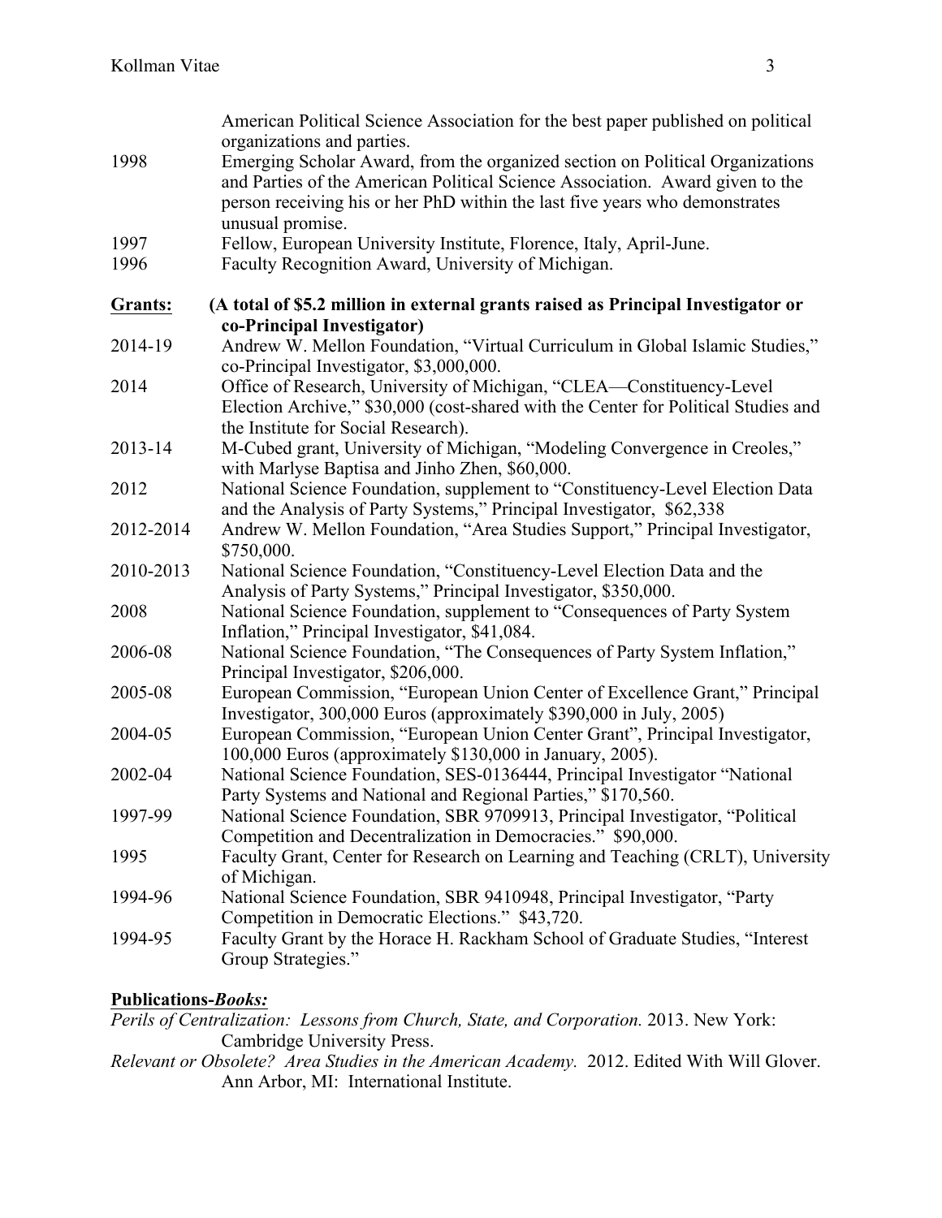American Political Science Association for the best paper published on political organizations and parties.

1998 Emerging Scholar Award, from the organized section on Political Organizations and Parties of the American Political Science Association. Award given to the person receiving his or her PhD within the last five years who demonstrates unusual promise.

1997 Fellow, European University Institute, Florence, Italy, April-June.

1996 Faculty Recognition Award, University of Michigan.

**Grants:** **(A total of $5.2 million in external grants raised as Principal Investigator or co-Principal Investigator)**

2014-19 Andrew W. Mellon Foundation, "Virtual Curriculum in Global Islamic Studies," co-Principal Investigator, $3,000,000.

2014 Office of Research, University of Michigan, "CLEA—Constituency-Level Election Archive," $30,000 (cost-shared with the Center for Political Studies and the Institute for Social Research).

2013-14 M-Cubed grant, University of Michigan, "Modeling Convergence in Creoles," with Marlyse Baptisa and Jinho Zhen, $60,000.

2012 National Science Foundation, supplement to "Constituency-Level Election Data and the Analysis of Party Systems," Principal Investigator, $62,338

2012-2014 Andrew W. Mellon Foundation, "Area Studies Support," Principal Investigator, $750,000.

2010-2013 National Science Foundation, "Constituency-Level Election Data and the Analysis of Party Systems," Principal Investigator, $350,000.

2008 National Science Foundation, supplement to "Consequences of Party System Inflation," Principal Investigator, $41,084.

2006-08 National Science Foundation, "The Consequences of Party System Inflation," Principal Investigator, $206,000.

2005-08 European Commission, "European Union Center of Excellence Grant," Principal Investigator, 300,000 Euros (approximately $390,000 in July, 2005)

2004-05 European Commission, "European Union Center Grant", Principal Investigator, 100,000 Euros (approximately $130,000 in January, 2005).

2002-04 National Science Foundation, SES-0136444, Principal Investigator "National Party Systems and National and Regional Parties," $170,560.

1997-99 National Science Foundation, SBR 9709913, Principal Investigator, "Political Competition and Decentralization in Democracies." $90,000.

1995 Faculty Grant, Center for Research on Learning and Teaching (CRLT), University of Michigan.

1994-96 National Science Foundation, SBR 9410948, Principal Investigator, "Party Competition in Democratic Elections." $43,720.

1994-95 Faculty Grant by the Horace H. Rackham School of Graduate Studies, "Interest Group Strategies."

**Publications-*Books:***

*Perils of Centralization: Lessons from Church, State, and Corporation.* 2013. New York: Cambridge University Press.

*Relevant or Obsolete? Area Studies in the American Academy.* 2012. Edited With Will Glover. Ann Arbor, MI: International Institute.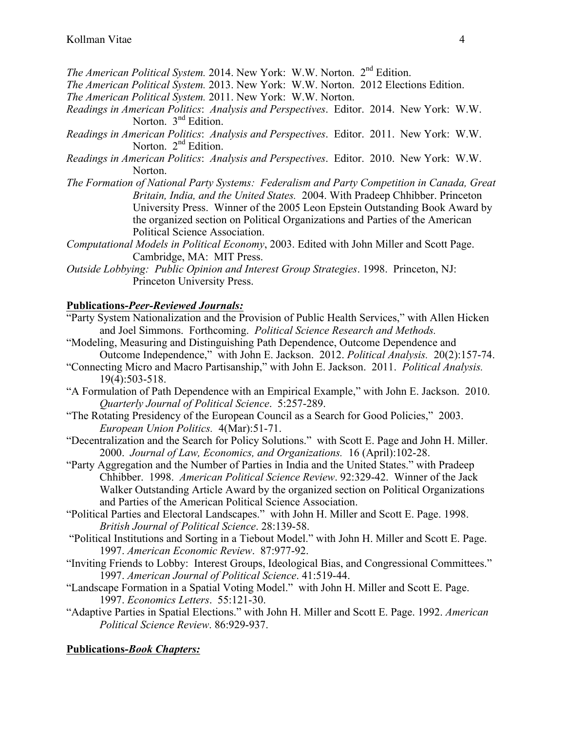*The American Political System.* 2014. New York: W.W. Norton. 2nd Edition.

*The American Political System.* 2013. New York: W.W. Norton. 2012 Elections Edition.

*The American Political System.* 2011. New York: W.W. Norton.

*Readings in American Politics*: *Analysis and Perspectives*. Editor. 2014. New York: W.W. Norton. 3nd Edition.

*Readings in American Politics*: *Analysis and Perspectives*. Editor. 2011. New York: W.W. Norton. 2nd Edition.

*Readings in American Politics*: *Analysis and Perspectives*. Editor. 2010. New York: W.W. Norton.

*The Formation of National Party Systems: Federalism and Party Competition in Canada, Great Britain, India, and the United States.* 2004. With Pradeep Chhibber. Princeton University Press. Winner of the 2005 Leon Epstein Outstanding Book Award by the organized section on Political Organizations and Parties of the American Political Science Association.

*Computational Models in Political Economy*, 2003. Edited with John Miller and Scott Page. Cambridge, MA: MIT Press.

*Outside Lobbying: Public Opinion and Interest Group Strategies*. 1998. Princeton, NJ: Princeton University Press.

**Publications-*Peer-Reviewed Journals:***

"Party System Nationalization and the Provision of Public Health Services," with Allen Hicken and Joel Simmons. Forthcoming. *Political Science Research and Methods.*

"Modeling, Measuring and Distinguishing Path Dependence, Outcome Dependence and Outcome Independence," with John E. Jackson. 2012. *Political Analysis.* 20(2):157-74.

"Connecting Micro and Macro Partisanship," with John E. Jackson. 2011. *Political Analysis.* 19(4):503-518.

"A Formulation of Path Dependence with an Empirical Example," with John E. Jackson. 2010. *Quarterly Journal of Political Science*. 5:257-289.

"The Rotating Presidency of the European Council as a Search for Good Policies," 2003. *European Union Politics.* 4(Mar):51-71.

"Decentralization and the Search for Policy Solutions." with Scott E. Page and John H. Miller. 2000. *Journal of Law, Economics, and Organizations.* 16 (April):102-28.

"Party Aggregation and the Number of Parties in India and the United States." with Pradeep Chhibber. 1998. *American Political Science Review*. 92:329-42. Winner of the Jack Walker Outstanding Article Award by the organized section on Political Organizations and Parties of the American Political Science Association.

"Political Parties and Electoral Landscapes." with John H. Miller and Scott E. Page. 1998. *British Journal of Political Science*. 28:139-58.

"Political Institutions and Sorting in a Tiebout Model." with John H. Miller and Scott E. Page. 1997. *American Economic Review*. 87:977-92.

"Inviting Friends to Lobby: Interest Groups, Ideological Bias, and Congressional Committees." 1997. *American Journal of Political Science*. 41:519-44.

"Landscape Formation in a Spatial Voting Model." with John H. Miller and Scott E. Page. 1997. *Economics Letters*. 55:121-30.

"Adaptive Parties in Spatial Elections." with John H. Miller and Scott E. Page. 1992. *American Political Science Review*. 86:929-937.

**Publications-*Book Chapters:***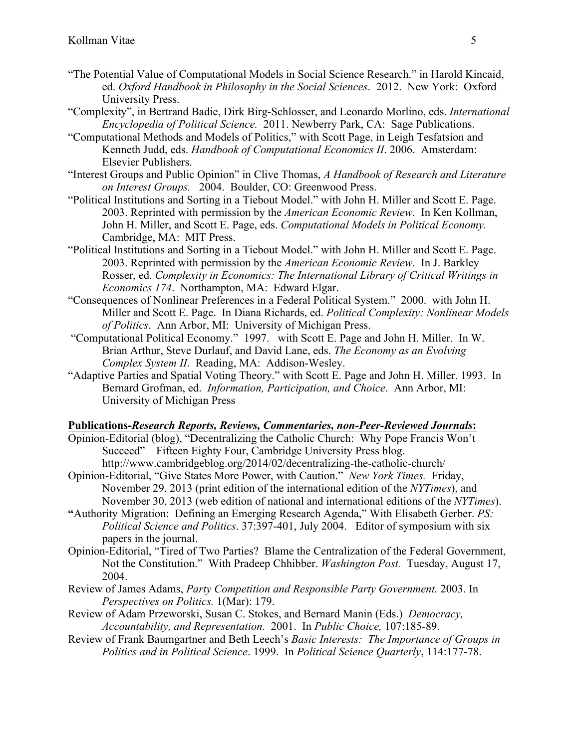"The Potential Value of Computational Models in Social Science Research." in Harold Kincaid, ed. *Oxford Handbook in Philosophy in the Social Sciences*. 2012. New York: Oxford University Press.

"Complexity", in Bertrand Badie, Dirk Birg-Schlosser, and Leonardo Morlino, eds. *International Encyclopedia of Political Science.* 2011. Newberry Park, CA: Sage Publications.

"Computational Methods and Models of Politics," with Scott Page, in Leigh Tesfatsion and Kenneth Judd, eds. *Handbook of Computational Economics II*. 2006. Amsterdam: Elsevier Publishers.

"Interest Groups and Public Opinion" in Clive Thomas, *A Handbook of Research and Literature on Interest Groups.* 2004. Boulder, CO: Greenwood Press.

"Political Institutions and Sorting in a Tiebout Model." with John H. Miller and Scott E. Page. 2003. Reprinted with permission by the *American Economic Review*. In Ken Kollman, John H. Miller, and Scott E. Page, eds. *Computational Models in Political Economy.* Cambridge, MA: MIT Press.

"Political Institutions and Sorting in a Tiebout Model." with John H. Miller and Scott E. Page. 2003. Reprinted with permission by the *American Economic Review*. In J. Barkley Rosser, ed. *Complexity in Economics: The International Library of Critical Writings in Economics 174*. Northampton, MA: Edward Elgar.

"Consequences of Nonlinear Preferences in a Federal Political System." 2000. with John H. Miller and Scott E. Page. In Diana Richards, ed. *Political Complexity: Nonlinear Models of Politics*. Ann Arbor, MI: University of Michigan Press.

"Computational Political Economy." 1997. with Scott E. Page and John H. Miller. In W. Brian Arthur, Steve Durlauf, and David Lane, eds. *The Economy as an Evolving Complex System II*. Reading, MA: Addison-Wesley.

"Adaptive Parties and Spatial Voting Theory." with Scott E. Page and John H. Miller. 1993. In Bernard Grofman, ed. *Information, Participation, and Choice*. Ann Arbor, MI: University of Michigan Press

**Publications-*Research Reports, Reviews, Commentaries, non-Peer-Reviewed Journals*:**

Opinion-Editorial (blog), "Decentralizing the Catholic Church: Why Pope Francis Won't Succeed" Fifteen Eighty Four, Cambridge University Press blog. http://www.cambridgeblog.org/2014/02/decentralizing-the-catholic-church/

Opinion-Editorial, "Give States More Power, with Caution." *New York Times.* Friday, November 29, 2013 (print edition of the international edition of the *NYTimes*), and November 30, 2013 (web edition of national and international editions of the *NYTimes*).

**"**Authority Migration: Defining an Emerging Research Agenda," With Elisabeth Gerber. *PS: Political Science and Politics*. 37:397-401, July 2004. Editor of symposium with six papers in the journal.

Opinion-Editorial, "Tired of Two Parties? Blame the Centralization of the Federal Government, Not the Constitution." With Pradeep Chhibber. *Washington Post.* Tuesday, August 17, 2004.

Review of James Adams, *Party Competition and Responsible Party Government.* 2003. In *Perspectives on Politics.* 1(Mar): 179.

Review of Adam Przeworski, Susan C. Stokes, and Bernard Manin (Eds.) *Democracy, Accountability, and Representation.* 2001. In *Public Choice,* 107:185-89.

Review of Frank Baumgartner and Beth Leech's *Basic Interests: The Importance of Groups in Politics and in Political Science*. 1999. In *Political Science Quarterly*, 114:177-78.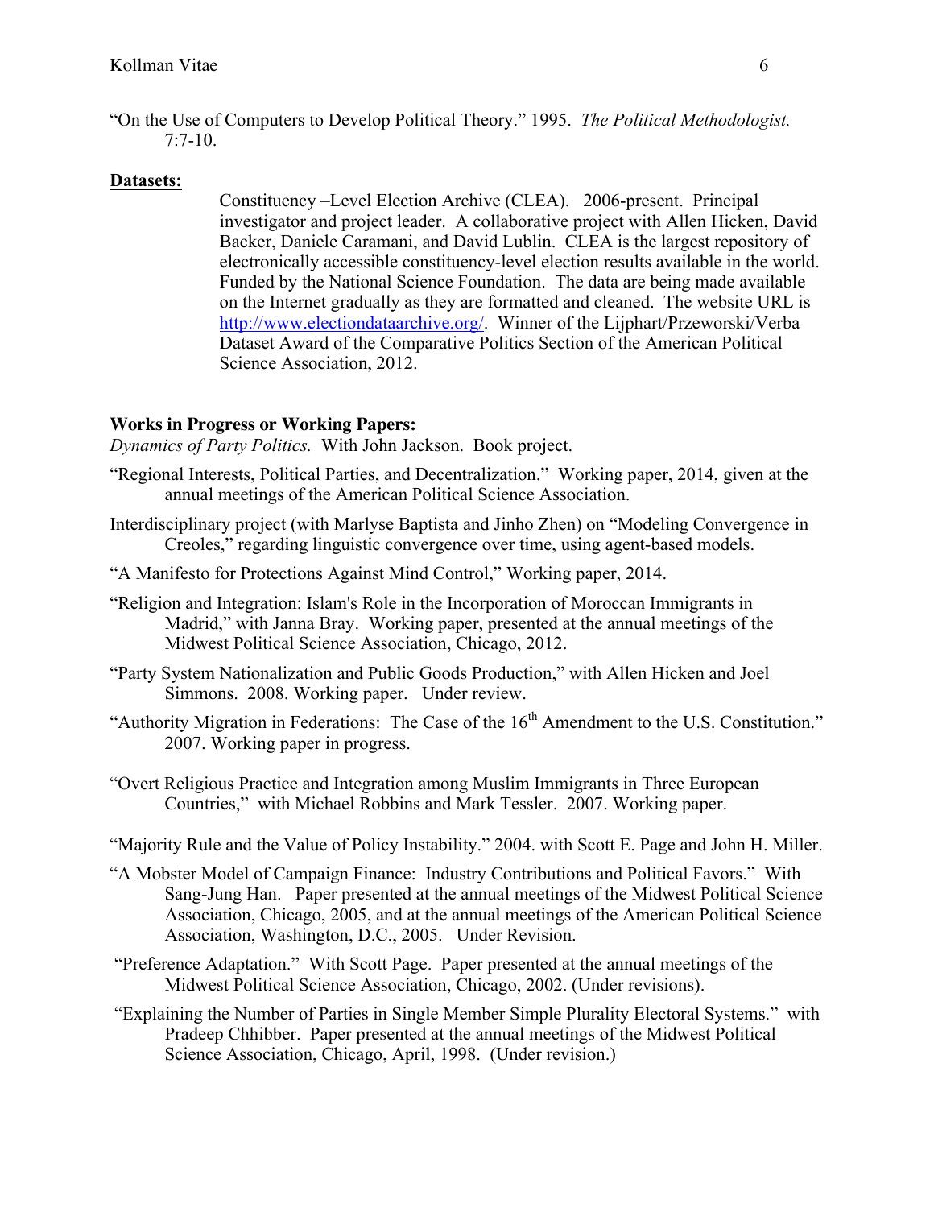"On the Use of Computers to Develop Political Theory." 1995. *The Political Methodologist.* 7:7-10.

**Datasets:**

Constituency –Level Election Archive (CLEA). 2006-present. Principal investigator and project leader. A collaborative project with Allen Hicken, David Backer, Daniele Caramani, and David Lublin. CLEA is the largest repository of electronically accessible constituency-level election results available in the world. Funded by the National Science Foundation. The data are being made available on the Internet gradually as they are formatted and cleaned. The website URL is http://www.electiondataarchive.org/. Winner of the Lijphart/Przeworski/Verba Dataset Award of the Comparative Politics Section of the American Political Science Association, 2012.

**Works in Progress or Working Papers:**

*Dynamics of Party Politics.* With John Jackson. Book project.

"Regional Interests, Political Parties, and Decentralization." Working paper, 2014, given at the annual meetings of the American Political Science Association.

Interdisciplinary project (with Marlyse Baptista and Jinho Zhen) on "Modeling Convergence in Creoles," regarding linguistic convergence over time, using agent-based models.

"A Manifesto for Protections Against Mind Control," Working paper, 2014.

"Religion and Integration: Islam's Role in the Incorporation of Moroccan Immigrants in Madrid," with Janna Bray. Working paper, presented at the annual meetings of the Midwest Political Science Association, Chicago, 2012.

"Party System Nationalization and Public Goods Production," with Allen Hicken and Joel Simmons. 2008. Working paper. Under review.

"Authority Migration in Federations: The Case of the 16th Amendment to the U.S. Constitution." 2007. Working paper in progress.

"Overt Religious Practice and Integration among Muslim Immigrants in Three European Countries," with Michael Robbins and Mark Tessler. 2007. Working paper.

"Majority Rule and the Value of Policy Instability." 2004. with Scott E. Page and John H. Miller.

"A Mobster Model of Campaign Finance: Industry Contributions and Political Favors." With Sang-Jung Han. Paper presented at the annual meetings of the Midwest Political Science Association, Chicago, 2005, and at the annual meetings of the American Political Science Association, Washington, D.C., 2005. Under Revision.

"Preference Adaptation." With Scott Page. Paper presented at the annual meetings of the Midwest Political Science Association, Chicago, 2002. (Under revisions).

"Explaining the Number of Parties in Single Member Simple Plurality Electoral Systems." with Pradeep Chhibber. Paper presented at the annual meetings of the Midwest Political Science Association, Chicago, April, 1998. (Under revision.)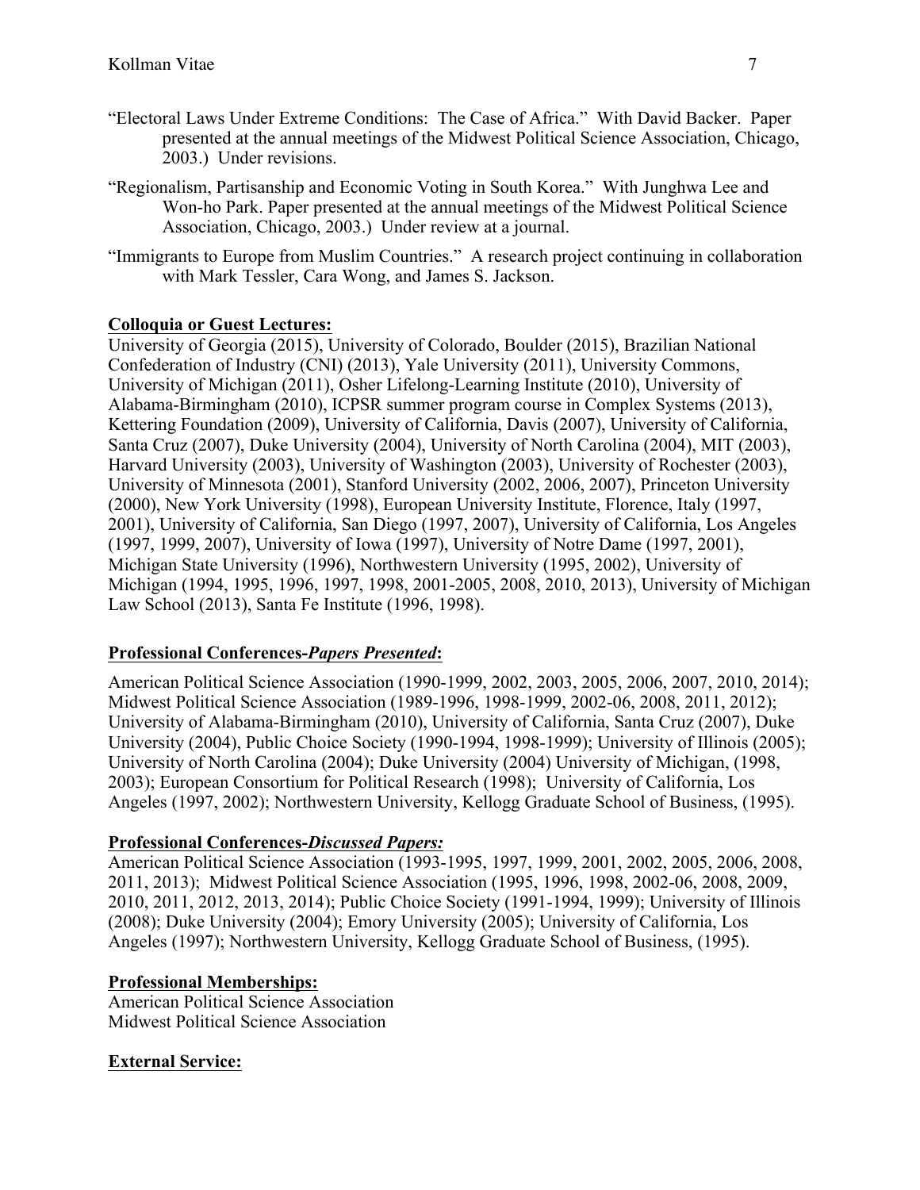"Electoral Laws Under Extreme Conditions: The Case of Africa." With David Backer. Paper presented at the annual meetings of the Midwest Political Science Association, Chicago, 2003.) Under revisions.

"Regionalism, Partisanship and Economic Voting in South Korea." With Junghwa Lee and Won-ho Park. Paper presented at the annual meetings of the Midwest Political Science Association, Chicago, 2003.) Under review at a journal.

"Immigrants to Europe from Muslim Countries." A research project continuing in collaboration with Mark Tessler, Cara Wong, and James S. Jackson.

**Colloquia or Guest Lectures:**

University of Georgia (2015), University of Colorado, Boulder (2015), Brazilian National Confederation of Industry (CNI) (2013), Yale University (2011), University Commons, University of Michigan (2011), Osher Lifelong-Learning Institute (2010), University of Alabama-Birmingham (2010), ICPSR summer program course in Complex Systems (2013), Kettering Foundation (2009), University of California, Davis (2007), University of California, Santa Cruz (2007), Duke University (2004), University of North Carolina (2004), MIT (2003), Harvard University (2003), University of Washington (2003), University of Rochester (2003), University of Minnesota (2001), Stanford University (2002, 2006, 2007), Princeton University (2000), New York University (1998), European University Institute, Florence, Italy (1997, 2001), University of California, San Diego (1997, 2007), University of California, Los Angeles (1997, 1999, 2007), University of Iowa (1997), University of Notre Dame (1997, 2001), Michigan State University (1996), Northwestern University (1995, 2002), University of Michigan (1994, 1995, 1996, 1997, 1998, 2001-2005, 2008, 2010, 2013), University of Michigan Law School (2013), Santa Fe Institute (1996, 1998).

**Professional Conferences-*Papers Presented*:**

American Political Science Association (1990-1999, 2002, 2003, 2005, 2006, 2007, 2010, 2014); Midwest Political Science Association (1989-1996, 1998-1999, 2002-06, 2008, 2011, 2012); University of Alabama-Birmingham (2010), University of California, Santa Cruz (2007), Duke University (2004), Public Choice Society (1990-1994, 1998-1999); University of Illinois (2005); University of North Carolina (2004); Duke University (2004) University of Michigan, (1998, 2003); European Consortium for Political Research (1998); University of California, Los Angeles (1997, 2002); Northwestern University, Kellogg Graduate School of Business, (1995).

**Professional Conferences-*Discussed Papers:***

American Political Science Association (1993-1995, 1997, 1999, 2001, 2002, 2005, 2006, 2008, 2011, 2013); Midwest Political Science Association (1995, 1996, 1998, 2002-06, 2008, 2009, 2010, 2011, 2012, 2013, 2014); Public Choice Society (1991-1994, 1999); University of Illinois (2008); Duke University (2004); Emory University (2005); University of California, Los Angeles (1997); Northwestern University, Kellogg Graduate School of Business, (1995).

**Professional Memberships:**

American Political Science Association
Midwest Political Science Association

**External Service:**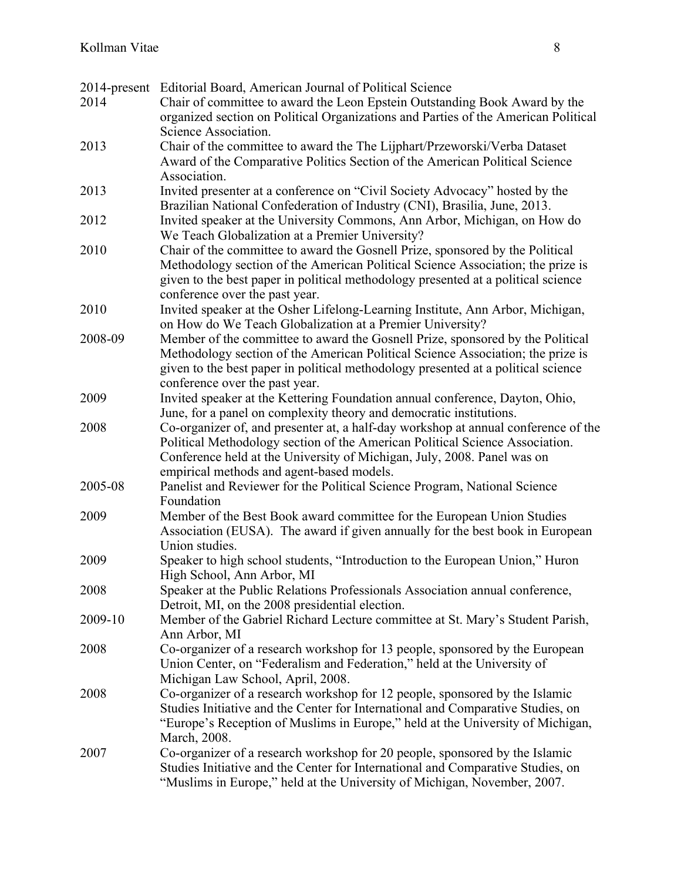| | |
|---|---|
| 2014-present | Editorial Board, American Journal of Political Science |
| 2014 | Chair of committee to award the Leon Epstein Outstanding Book Award by the organized section on Political Organizations and Parties of the American Political Science Association. |
| 2013 | Chair of the committee to award the The Lijphart/Przeworski/Verba Dataset Award of the Comparative Politics Section of the American Political Science Association. |
| 2013 | Invited presenter at a conference on "Civil Society Advocacy" hosted by the Brazilian National Confederation of Industry (CNI), Brasilia, June, 2013. |
| 2012 | Invited speaker at the University Commons, Ann Arbor, Michigan, on How do We Teach Globalization at a Premier University? |
| 2010 | Chair of the committee to award the Gosnell Prize, sponsored by the Political Methodology section of the American Political Science Association; the prize is given to the best paper in political methodology presented at a political science conference over the past year. |
| 2010 | Invited speaker at the Osher Lifelong-Learning Institute, Ann Arbor, Michigan, on How do We Teach Globalization at a Premier University? |
| 2008-09 | Member of the committee to award the Gosnell Prize, sponsored by the Political Methodology section of the American Political Science Association; the prize is given to the best paper in political methodology presented at a political science conference over the past year. |
| 2009 | Invited speaker at the Kettering Foundation annual conference, Dayton, Ohio, June, for a panel on complexity theory and democratic institutions. |
| 2008 | Co-organizer of, and presenter at, a half-day workshop at annual conference of the Political Methodology section of the American Political Science Association. Conference held at the University of Michigan, July, 2008. Panel was on empirical methods and agent-based models. |
| 2005-08 | Panelist and Reviewer for the Political Science Program, National Science Foundation |
| 2009 | Member of the Best Book award committee for the European Union Studies Association (EUSA). The award if given annually for the best book in European Union studies. |
| 2009 | Speaker to high school students, "Introduction to the European Union," Huron High School, Ann Arbor, MI |
| 2008 | Speaker at the Public Relations Professionals Association annual conference, Detroit, MI, on the 2008 presidential election. |
| 2009-10 | Member of the Gabriel Richard Lecture committee at St. Mary's Student Parish, Ann Arbor, MI |
| 2008 | Co-organizer of a research workshop for 13 people, sponsored by the European Union Center, on "Federalism and Federation," held at the University of Michigan Law School, April, 2008. |
| 2008 | Co-organizer of a research workshop for 12 people, sponsored by the Islamic Studies Initiative and the Center for International and Comparative Studies, on "Europe's Reception of Muslims in Europe," held at the University of Michigan, March, 2008. |
| 2007 | Co-organizer of a research workshop for 20 people, sponsored by the Islamic Studies Initiative and the Center for International and Comparative Studies, on "Muslims in Europe," held at the University of Michigan, November, 2007. |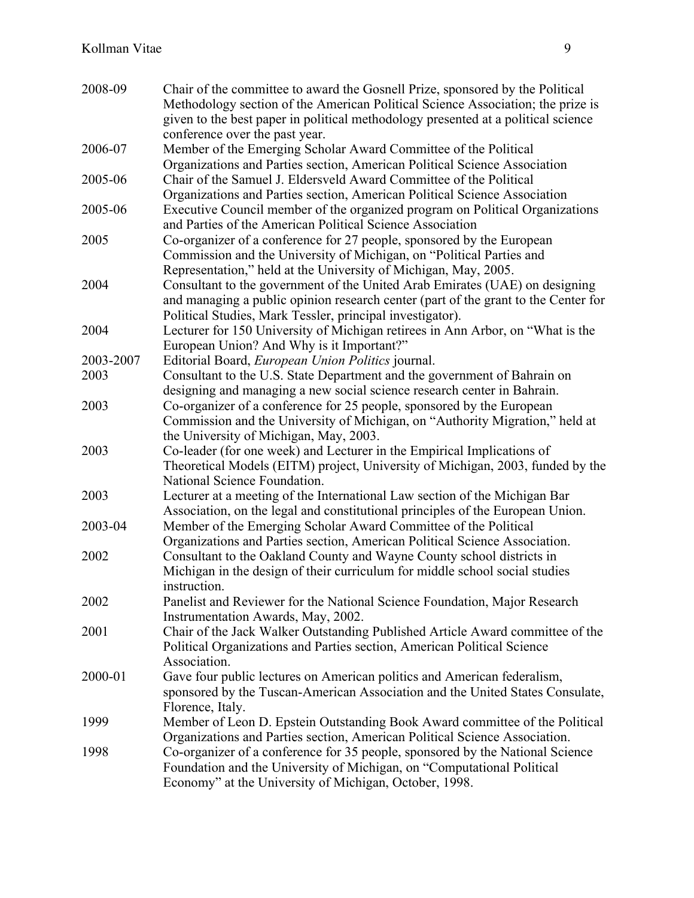| | |
|---|---|
| 2008-09 | Chair of the committee to award the Gosnell Prize, sponsored by the Political Methodology section of the American Political Science Association; the prize is given to the best paper in political methodology presented at a political science conference over the past year. |
| 2006-07 | Member of the Emerging Scholar Award Committee of the Political Organizations and Parties section, American Political Science Association |
| 2005-06 | Chair of the Samuel J. Eldersveld Award Committee of the Political Organizations and Parties section, American Political Science Association |
| 2005-06 | Executive Council member of the organized program on Political Organizations and Parties of the American Political Science Association |
| 2005 | Co-organizer of a conference for 27 people, sponsored by the European Commission and the University of Michigan, on "Political Parties and Representation," held at the University of Michigan, May, 2005. |
| 2004 | Consultant to the government of the United Arab Emirates (UAE) on designing and managing a public opinion research center (part of the grant to the Center for Political Studies, Mark Tessler, principal investigator). |
| 2004 | Lecturer for 150 University of Michigan retirees in Ann Arbor, on "What is the European Union? And Why is it Important?" |
| 2003-2007 | Editorial Board, *European Union Politics* journal. |
| 2003 | Consultant to the U.S. State Department and the government of Bahrain on designing and managing a new social science research center in Bahrain. |
| 2003 | Co-organizer of a conference for 25 people, sponsored by the European Commission and the University of Michigan, on "Authority Migration," held at the University of Michigan, May, 2003. |
| 2003 | Co-leader (for one week) and Lecturer in the Empirical Implications of Theoretical Models (EITM) project, University of Michigan, 2003, funded by the National Science Foundation. |
| 2003 | Lecturer at a meeting of the International Law section of the Michigan Bar Association, on the legal and constitutional principles of the European Union. |
| 2003-04 | Member of the Emerging Scholar Award Committee of the Political Organizations and Parties section, American Political Science Association. |
| 2002 | Consultant to the Oakland County and Wayne County school districts in Michigan in the design of their curriculum for middle school social studies instruction. |
| 2002 | Panelist and Reviewer for the National Science Foundation, Major Research Instrumentation Awards, May, 2002. |
| 2001 | Chair of the Jack Walker Outstanding Published Article Award committee of the Political Organizations and Parties section, American Political Science Association. |
| 2000-01 | Gave four public lectures on American politics and American federalism, sponsored by the Tuscan-American Association and the United States Consulate, Florence, Italy. |
| 1999 | Member of Leon D. Epstein Outstanding Book Award committee of the Political Organizations and Parties section, American Political Science Association. |
| 1998 | Co-organizer of a conference for 35 people, sponsored by the National Science Foundation and the University of Michigan, on "Computational Political Economy" at the University of Michigan, October, 1998. |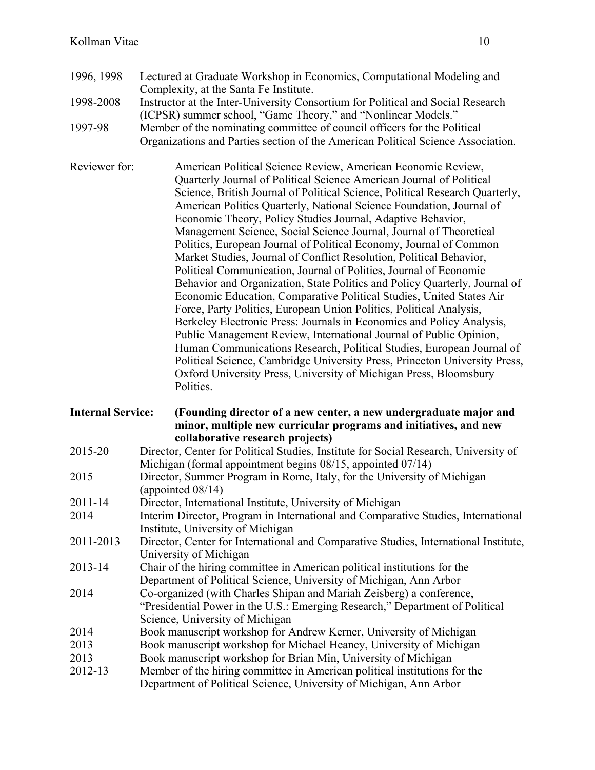1996, 1998 Lectured at Graduate Workshop in Economics, Computational Modeling and Complexity, at the Santa Fe Institute.

1998-2008 Instructor at the Inter-University Consortium for Political and Social Research (ICPSR) summer school, "Game Theory," and "Nonlinear Models."

1997-98 Member of the nominating committee of council officers for the Political Organizations and Parties section of the American Political Science Association.

Reviewer for: American Political Science Review, American Economic Review, Quarterly Journal of Political Science American Journal of Political Science, British Journal of Political Science, Political Research Quarterly, American Politics Quarterly, National Science Foundation, Journal of Economic Theory, Policy Studies Journal, Adaptive Behavior, Management Science, Social Science Journal, Journal of Theoretical Politics, European Journal of Political Economy, Journal of Common Market Studies, Journal of Conflict Resolution, Political Behavior, Political Communication, Journal of Politics, Journal of Economic Behavior and Organization, State Politics and Policy Quarterly, Journal of Economic Education, Comparative Political Studies, United States Air Force, Party Politics, European Union Politics, Political Analysis, Berkeley Electronic Press: Journals in Economics and Policy Analysis, Public Management Review, International Journal of Public Opinion, Human Communications Research, Political Studies, European Journal of Political Science, Cambridge University Press, Princeton University Press, Oxford University Press, University of Michigan Press, Bloomsbury Politics.

**Internal Service:** **(Founding director of a new center, a new undergraduate major and minor, multiple new curricular programs and initiatives, and new collaborative research projects)**

2015-20 Director, Center for Political Studies, Institute for Social Research, University of Michigan (formal appointment begins 08/15, appointed 07/14)

2015 Director, Summer Program in Rome, Italy, for the University of Michigan (appointed 08/14)

2011-14 Director, International Institute, University of Michigan

2014 Interim Director, Program in International and Comparative Studies, International Institute, University of Michigan

2011-2013 Director, Center for International and Comparative Studies, International Institute, University of Michigan

2013-14 Chair of the hiring committee in American political institutions for the Department of Political Science, University of Michigan, Ann Arbor

2014 Co-organized (with Charles Shipan and Mariah Zeisberg) a conference, "Presidential Power in the U.S.: Emerging Research," Department of Political Science, University of Michigan

2014 Book manuscript workshop for Andrew Kerner, University of Michigan

2013 Book manuscript workshop for Michael Heaney, University of Michigan

2013 Book manuscript workshop for Brian Min, University of Michigan

2012-13 Member of the hiring committee in American political institutions for the Department of Political Science, University of Michigan, Ann Arbor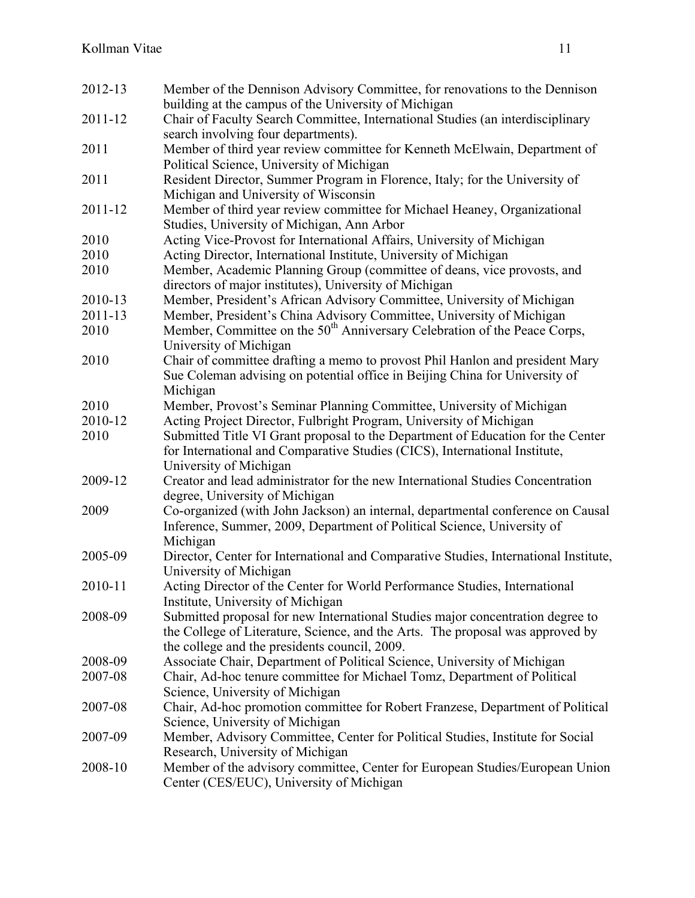| | |
|---|---|
| 2012-13 | Member of the Dennison Advisory Committee, for renovations to the Dennison building at the campus of the University of Michigan |
| 2011-12 | Chair of Faculty Search Committee, International Studies (an interdisciplinary search involving four departments). |
| 2011 | Member of third year review committee for Kenneth McElwain, Department of Political Science, University of Michigan |
| 2011 | Resident Director, Summer Program in Florence, Italy; for the University of Michigan and University of Wisconsin |
| 2011-12 | Member of third year review committee for Michael Heaney, Organizational Studies, University of Michigan, Ann Arbor |
| 2010 | Acting Vice-Provost for International Affairs, University of Michigan |
| 2010 | Acting Director, International Institute, University of Michigan |
| 2010 | Member, Academic Planning Group (committee of deans, vice provosts, and directors of major institutes), University of Michigan |
| 2010-13 | Member, President's African Advisory Committee, University of Michigan |
| 2011-13 | Member, President's China Advisory Committee, University of Michigan |
| 2010 | Member, Committee on the 50th Anniversary Celebration of the Peace Corps, University of Michigan |
| 2010 | Chair of committee drafting a memo to provost Phil Hanlon and president Mary Sue Coleman advising on potential office in Beijing China for University of Michigan |
| 2010 | Member, Provost's Seminar Planning Committee, University of Michigan |
| 2010-12 | Acting Project Director, Fulbright Program, University of Michigan |
| 2010 | Submitted Title VI Grant proposal to the Department of Education for the Center for International and Comparative Studies (CICS), International Institute, University of Michigan |
| 2009-12 | Creator and lead administrator for the new International Studies Concentration degree, University of Michigan |
| 2009 | Co-organized (with John Jackson) an internal, departmental conference on Causal Inference, Summer, 2009, Department of Political Science, University of Michigan |
| 2005-09 | Director, Center for International and Comparative Studies, International Institute, University of Michigan |
| 2010-11 | Acting Director of the Center for World Performance Studies, International Institute, University of Michigan |
| 2008-09 | Submitted proposal for new International Studies major concentration degree to the College of Literature, Science, and the Arts. The proposal was approved by the college and the presidents council, 2009. |
| 2008-09 | Associate Chair, Department of Political Science, University of Michigan |
| 2007-08 | Chair, Ad-hoc tenure committee for Michael Tomz, Department of Political Science, University of Michigan |
| 2007-08 | Chair, Ad-hoc promotion committee for Robert Franzese, Department of Political Science, University of Michigan |
| 2007-09 | Member, Advisory Committee, Center for Political Studies, Institute for Social Research, University of Michigan |
| 2008-10 | Member of the advisory committee, Center for European Studies/European Union Center (CES/EUC), University of Michigan |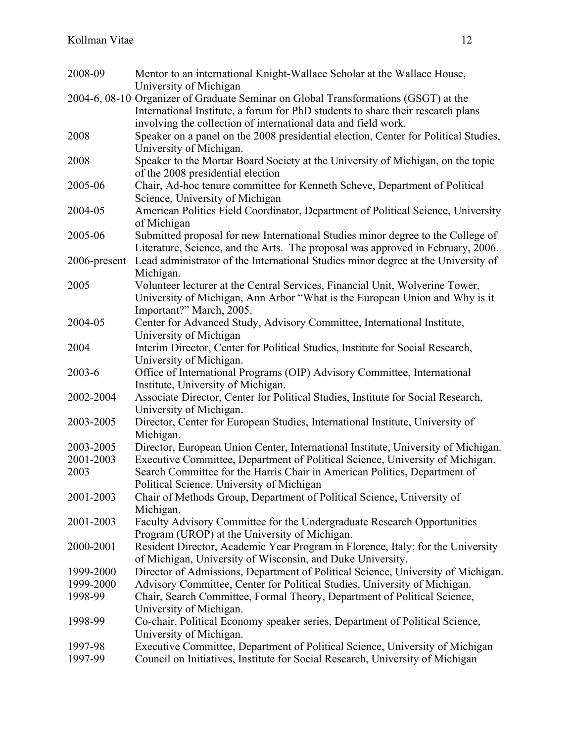| | |
|---|---|
| 2008-09 | Mentor to an international Knight-Wallace Scholar at the Wallace House, University of Michigan |
| 2004-6, 08-10 | Organizer of Graduate Seminar on Global Transformations (GSGT) at the International Institute, a forum for PhD students to share their research plans involving the collection of international data and field work. |
| 2008 | Speaker on a panel on the 2008 presidential election, Center for Political Studies, University of Michigan. |
| 2008 | Speaker to the Mortar Board Society at the University of Michigan, on the topic of the 2008 presidential election |
| 2005-06 | Chair, Ad-hoc tenure committee for Kenneth Scheve, Department of Political Science, University of Michigan |
| 2004-05 | American Politics Field Coordinator, Department of Political Science, University of Michigan |
| 2005-06 | Submitted proposal for new International Studies minor degree to the College of Literature, Science, and the Arts. The proposal was approved in February, 2006. |
| 2006-present | Lead administrator of the International Studies minor degree at the University of Michigan. |
| 2005 | Volunteer lecturer at the Central Services, Financial Unit, Wolverine Tower, University of Michigan, Ann Arbor "What is the European Union and Why is it Important?" March, 2005. |
| 2004-05 | Center for Advanced Study, Advisory Committee, International Institute, University of Michigan |
| 2004 | Interim Director, Center for Political Studies, Institute for Social Research, University of Michigan. |
| 2003-6 | Office of International Programs (OIP) Advisory Committee, International Institute, University of Michigan. |
| 2002-2004 | Associate Director, Center for Political Studies, Institute for Social Research, University of Michigan. |
| 2003-2005 | Director, Center for European Studies, International Institute, University of Michigan. |
| 2003-2005 | Director, European Union Center, International Institute, University of Michigan. |
| 2001-2003 | Executive Committee, Department of Political Science, University of Michigan. |
| 2003 | Search Committee for the Harris Chair in American Politics, Department of Political Science, University of Michigan |
| 2001-2003 | Chair of Methods Group, Department of Political Science, University of Michigan. |
| 2001-2003 | Faculty Advisory Committee for the Undergraduate Research Opportunities Program (UROP) at the University of Michigan. |
| 2000-2001 | Resident Director, Academic Year Program in Florence, Italy; for the University of Michigan, University of Wisconsin, and Duke University. |
| 1999-2000 | Director of Admissions, Department of Political Science, University of Michigan. |
| 1999-2000 | Advisory Committee, Center for Political Studies, University of Michigan. |
| 1998-99 | Chair, Search Committee, Formal Theory, Department of Political Science, University of Michigan. |
| 1998-99 | Co-chair, Political Economy speaker series, Department of Political Science, University of Michigan. |
| 1997-98 | Executive Committee, Department of Political Science, University of Michigan |
| 1997-99 | Council on Initiatives, Institute for Social Research, University of Michigan |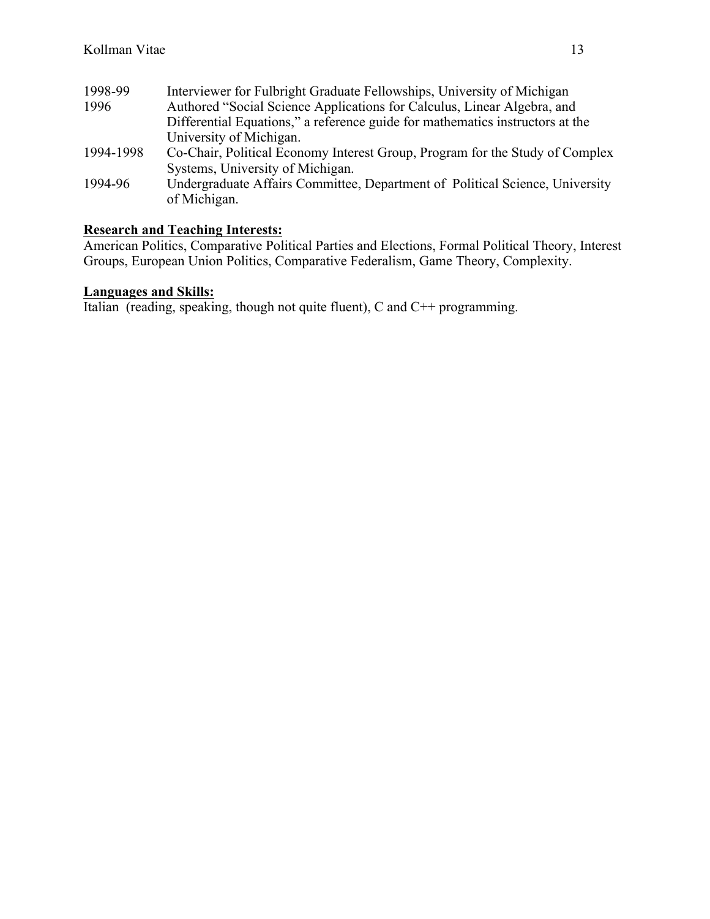1998-99 Interviewer for Fulbright Graduate Fellowships, University of Michigan

1996 Authored "Social Science Applications for Calculus, Linear Algebra, and Differential Equations," a reference guide for mathematics instructors at the University of Michigan.

1994-1998 Co-Chair, Political Economy Interest Group, Program for the Study of Complex Systems, University of Michigan.

1994-96 Undergraduate Affairs Committee, Department of Political Science, University of Michigan.

**Research and Teaching Interests:**

American Politics, Comparative Political Parties and Elections, Formal Political Theory, Interest Groups, European Union Politics, Comparative Federalism, Game Theory, Complexity.

**Languages and Skills:**

Italian (reading, speaking, though not quite fluent), C and C++ programming.